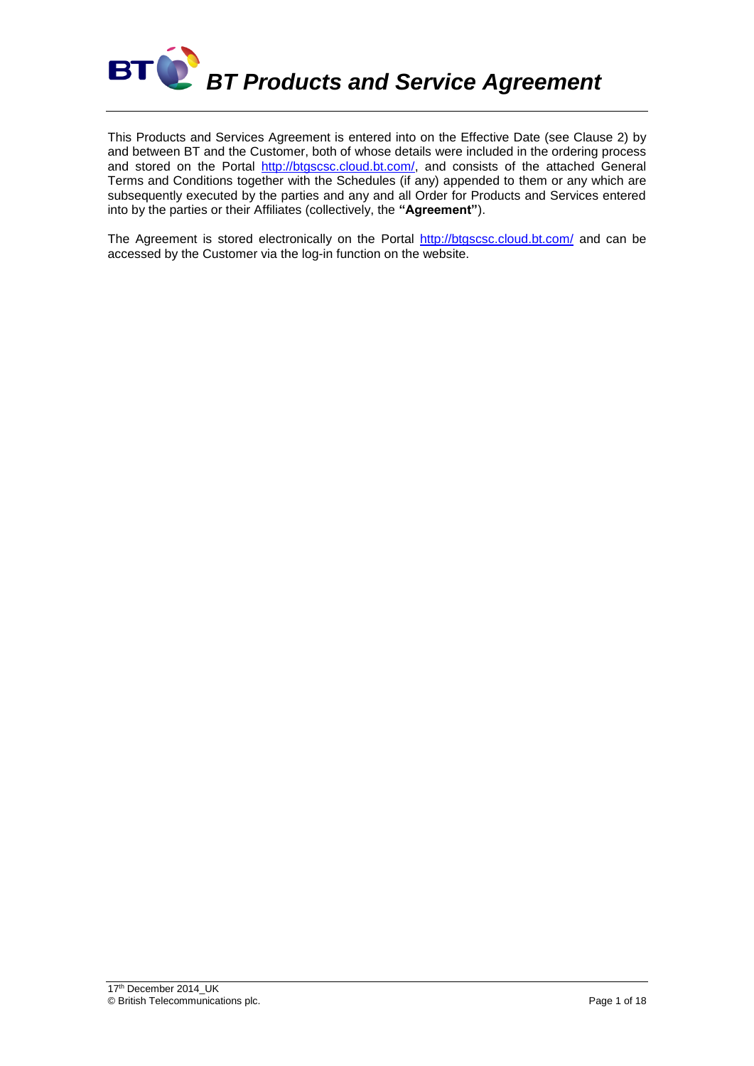# *BT Products and Service Agreement*

This Products and Services Agreement is entered into on the Effective Date (see Clause 2) by and between BT and the Customer, both of whose details were included in the ordering process and stored on the Portal http://btgscsc.cloud.bt.com/, and consists of the attached General Terms and Conditions together with the Schedules (if any) appended to them or any which are subsequently executed by the parties and any and all Order for Products and Services entered into by the parties or their Affiliates (collectively, the **"Agreement"**).

The Agreement is stored electronically on the Portal http://btgscsc.cloud.bt.com/ and can be accessed by the Customer via the log-in function on the website.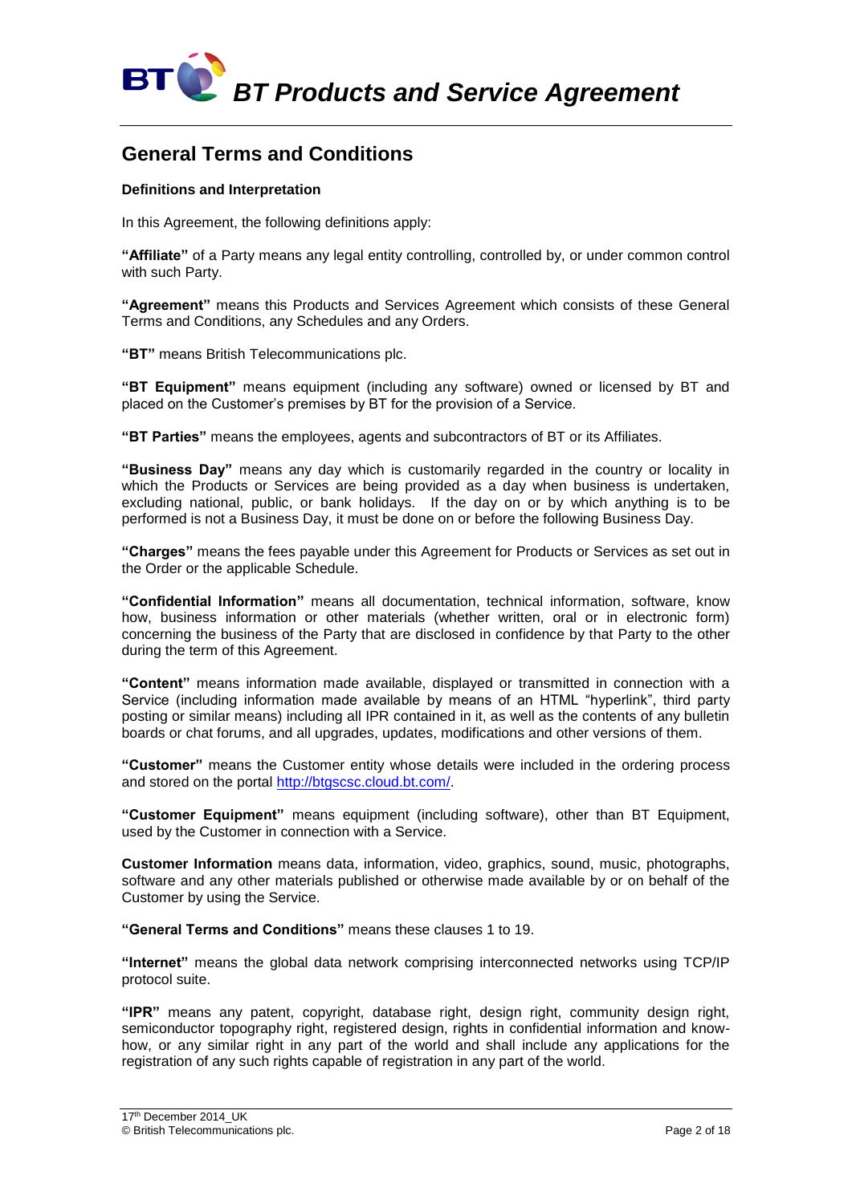## General Terms and Conditions

**Definitions and Interpretation**

In this Agreement, the following definitions apply:

**"Affiliate"** of a Party means any legal entity controlling, controlled by, or under common control with such Party.

**"Agreement"** means this Products and Services Agreement which consists of these General Terms and Conditions, any Schedules and any Orders.

**"BT"** means British Telecommunications plc.

**"BT Equipment"** means equipment (including any software) owned or licensed by BT and placed on the Customer's premises by BT for the provision of a Service.

**"BT Parties"** means the employees, agents and subcontractors of BT or its Affiliates.

**"Business Day"** means any day which is customarily regarded in the country or locality in which the Products or Services are being provided as a day when business is undertaken, excluding national, public, or bank holidays. If the day on or by which anything is to be performed is not a Business Day, it must be done on or before the following Business Day.

**"Charges"** means the fees payable under this Agreement for Products or Services as set out in the Order or the applicable Schedule.

**"Confidential Information"** means all documentation, technical information, software, know how, business information or other materials (whether written, oral or in electronic form) concerning the business of the Party that are disclosed in confidence by that Party to the other during the term of this Agreement.

**"Content"** means information made available, displayed or transmitted in connection with a Service (including information made available by means of an HTML "hyperlink", third party posting or similar means) including all IPR contained in it, as well as the contents of any bulletin boards or chat forums, and all upgrades, updates, modifications and other versions of them.

**"Customer"** means the Customer entity whose details were included in the ordering process and stored on the portal [http://btgscsc.cloud.bt.com/](http://btgscsc.cloud.bt.com/).

**"Customer Equipment"** means equipment (including software), other than BT Equipment, used by the Customer in connection with a Service.

**Customer Information** means data, information, video, graphics, sound, music, photographs, software and any other materials published or otherwise made available by or on behalf of the Customer by using the Service.

**"General Terms and Conditions"** means these clauses 1 to 19.

**"Internet"** means the global data network comprising interconnected networks using TCP/IP protocol suite.

**"IPR"** means any patent, copyright, database right, design right, community design right, semiconductor topography right, registered design, rights in confidential information and know-how, or any similar right in any part of the world and shall include any applications for the registration of any such rights capable of registration in any part of the world.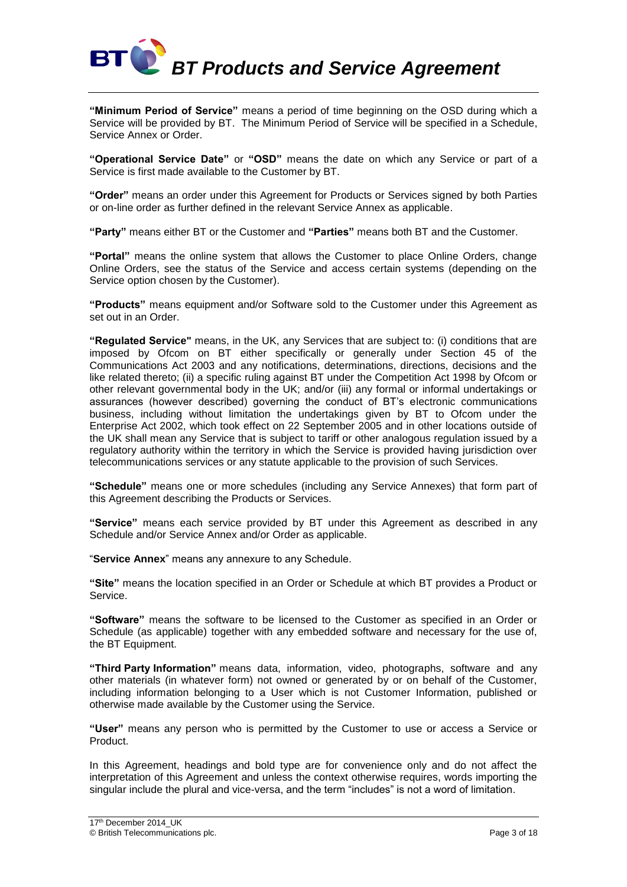**"Minimum Period of Service"** means a period of time beginning on the OSD during which a Service will be provided by BT. The Minimum Period of Service will be specified in a Schedule, Service Annex or Order.

**"Operational Service Date"** or **"OSD"** means the date on which any Service or part of a Service is first made available to the Customer by BT.

**"Order"** means an order under this Agreement for Products or Services signed by both Parties or on-line order as further defined in the relevant Service Annex as applicable.

**"Party"** means either BT or the Customer and **"Parties"** means both BT and the Customer.

**"Portal"** means the online system that allows the Customer to place Online Orders, change Online Orders, see the status of the Service and access certain systems (depending on the Service option chosen by the Customer).

**"Products"** means equipment and/or Software sold to the Customer under this Agreement as set out in an Order.

**"Regulated Service"** means, in the UK, any Services that are subject to: (i) conditions that are imposed by Ofcom on BT either specifically or generally under Section 45 of the Communications Act 2003 and any notifications, determinations, directions, decisions and the like related thereto; (ii) a specific ruling against BT under the Competition Act 1998 by Ofcom or other relevant governmental body in the UK; and/or (iii) any formal or informal undertakings or assurances (however described) governing the conduct of BT's electronic communications business, including without limitation the undertakings given by BT to Ofcom under the Enterprise Act 2002, which took effect on 22 September 2005 and in other locations outside of the UK shall mean any Service that is subject to tariff or other analogous regulation issued by a regulatory authority within the territory in which the Service is provided having jurisdiction over telecommunications services or any statute applicable to the provision of such Services.

**"Schedule"** means one or more schedules (including any Service Annexes) that form part of this Agreement describing the Products or Services.

**"Service"** means each service provided by BT under this Agreement as described in any Schedule and/or Service Annex and/or Order as applicable.

"**Service Annex**" means any annexure to any Schedule.

**"Site"** means the location specified in an Order or Schedule at which BT provides a Product or Service.

**"Software"** means the software to be licensed to the Customer as specified in an Order or Schedule (as applicable) together with any embedded software and necessary for the use of, the BT Equipment.

**"Third Party Information"** means data, information, video, photographs, software and any other materials (in whatever form) not owned or generated by or on behalf of the Customer, including information belonging to a User which is not Customer Information, published or otherwise made available by the Customer using the Service.

**"User"** means any person who is permitted by the Customer to use or access a Service or Product.

In this Agreement, headings and bold type are for convenience only and do not affect the interpretation of this Agreement and unless the context otherwise requires, words importing the singular include the plural and vice-versa, and the term "includes" is not a word of limitation.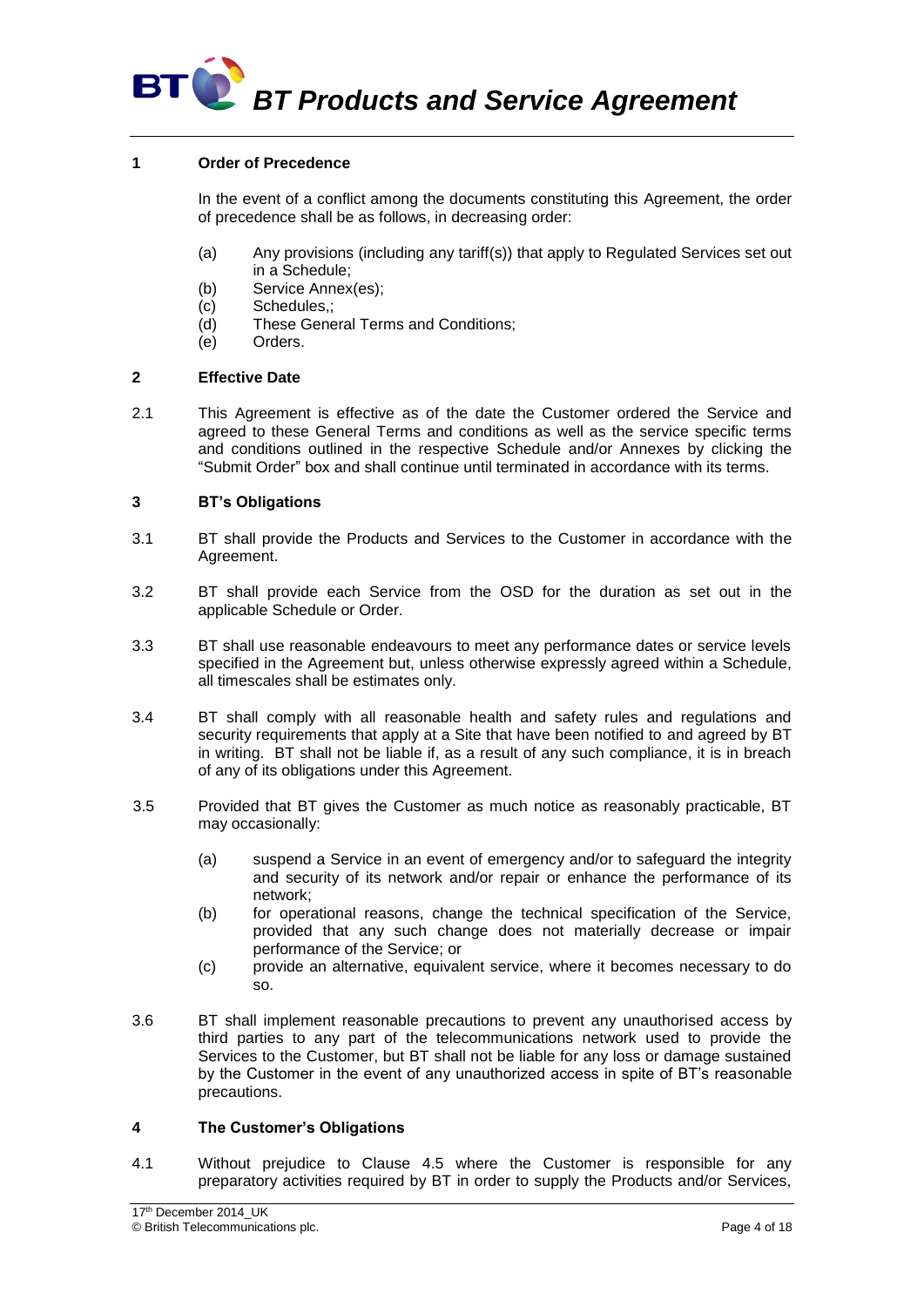## 1 Order of Precedence

In the event of a conflict among the documents constituting this Agreement, the order of precedence shall be as follows, in decreasing order:

(a) Any provisions (including any tariff(s)) that apply to Regulated Services set out in a Schedule;
(b) Service Annex(es);
(c) Schedules,;
(d) These General Terms and Conditions;
(e) Orders.

## 2 Effective Date

2.1 This Agreement is effective as of the date the Customer ordered the Service and agreed to these General Terms and conditions as well as the service specific terms and conditions outlined in the respective Schedule and/or Annexes by clicking the "Submit Order" box and shall continue until terminated in accordance with its terms.

## 3 BT's Obligations

3.1 BT shall provide the Products and Services to the Customer in accordance with the Agreement.

3.2 BT shall provide each Service from the OSD for the duration as set out in the applicable Schedule or Order.

3.3 BT shall use reasonable endeavours to meet any performance dates or service levels specified in the Agreement but, unless otherwise expressly agreed within a Schedule, all timescales shall be estimates only.

3.4 BT shall comply with all reasonable health and safety rules and regulations and security requirements that apply at a Site that have been notified to and agreed by BT in writing. BT shall not be liable if, as a result of any such compliance, it is in breach of any of its obligations under this Agreement.

3.5 Provided that BT gives the Customer as much notice as reasonably practicable, BT may occasionally:

(a) suspend a Service in an event of emergency and/or to safeguard the integrity and security of its network and/or repair or enhance the performance of its network;
(b) for operational reasons, change the technical specification of the Service, provided that any such change does not materially decrease or impair performance of the Service; or
(c) provide an alternative, equivalent service, where it becomes necessary to do so.

3.6 BT shall implement reasonable precautions to prevent any unauthorised access by third parties to any part of the telecommunications network used to provide the Services to the Customer, but BT shall not be liable for any loss or damage sustained by the Customer in the event of any unauthorized access in spite of BT's reasonable precautions.

## 4 The Customer's Obligations

4.1 Without prejudice to Clause 4.5 where the Customer is responsible for any preparatory activities required by BT in order to supply the Products and/or Services,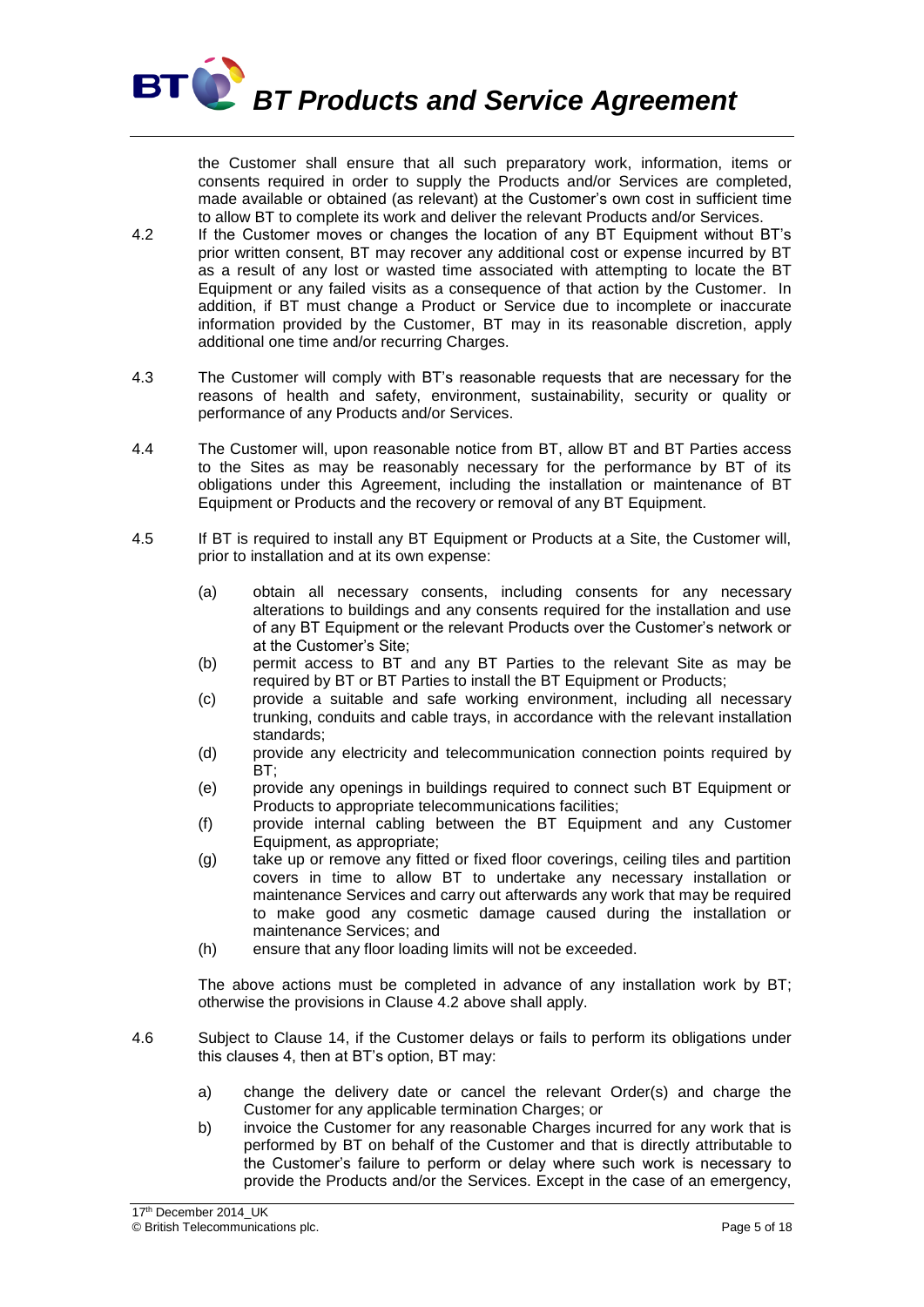the Customer shall ensure that all such preparatory work, information, items or consents required in order to supply the Products and/or Services are completed, made available or obtained (as relevant) at the Customer's own cost in sufficient time to allow BT to complete its work and deliver the relevant Products and/or Services.

4.2 If the Customer moves or changes the location of any BT Equipment without BT's prior written consent, BT may recover any additional cost or expense incurred by BT as a result of any lost or wasted time associated with attempting to locate the BT Equipment or any failed visits as a consequence of that action by the Customer. In addition, if BT must change a Product or Service due to incomplete or inaccurate information provided by the Customer, BT may in its reasonable discretion, apply additional one time and/or recurring Charges.

4.3 The Customer will comply with BT's reasonable requests that are necessary for the reasons of health and safety, environment, sustainability, security or quality or performance of any Products and/or Services.

4.4 The Customer will, upon reasonable notice from BT, allow BT and BT Parties access to the Sites as may be reasonably necessary for the performance by BT of its obligations under this Agreement, including the installation or maintenance of BT Equipment or Products and the recovery or removal of any BT Equipment.

4.5 If BT is required to install any BT Equipment or Products at a Site, the Customer will, prior to installation and at its own expense:

(a) obtain all necessary consents, including consents for any necessary alterations to buildings and any consents required for the installation and use of any BT Equipment or the relevant Products over the Customer's network or at the Customer's Site;
(b) permit access to BT and any BT Parties to the relevant Site as may be required by BT or BT Parties to install the BT Equipment or Products;
(c) provide a suitable and safe working environment, including all necessary trunking, conduits and cable trays, in accordance with the relevant installation standards;
(d) provide any electricity and telecommunication connection points required by BT;
(e) provide any openings in buildings required to connect such BT Equipment or Products to appropriate telecommunications facilities;
(f) provide internal cabling between the BT Equipment and any Customer Equipment, as appropriate;
(g) take up or remove any fitted or fixed floor coverings, ceiling tiles and partition covers in time to allow BT to undertake any necessary installation or maintenance Services and carry out afterwards any work that may be required to make good any cosmetic damage caused during the installation or maintenance Services; and
(h) ensure that any floor loading limits will not be exceeded.

The above actions must be completed in advance of any installation work by BT; otherwise the provisions in Clause 4.2 above shall apply.

4.6 Subject to Clause 14, if the Customer delays or fails to perform its obligations under this clauses 4, then at BT's option, BT may:

a) change the delivery date or cancel the relevant Order(s) and charge the Customer for any applicable termination Charges; or
b) invoice the Customer for any reasonable Charges incurred for any work that is performed by BT on behalf of the Customer and that is directly attributable to the Customer's failure to perform or delay where such work is necessary to provide the Products and/or the Services. Except in the case of an emergency,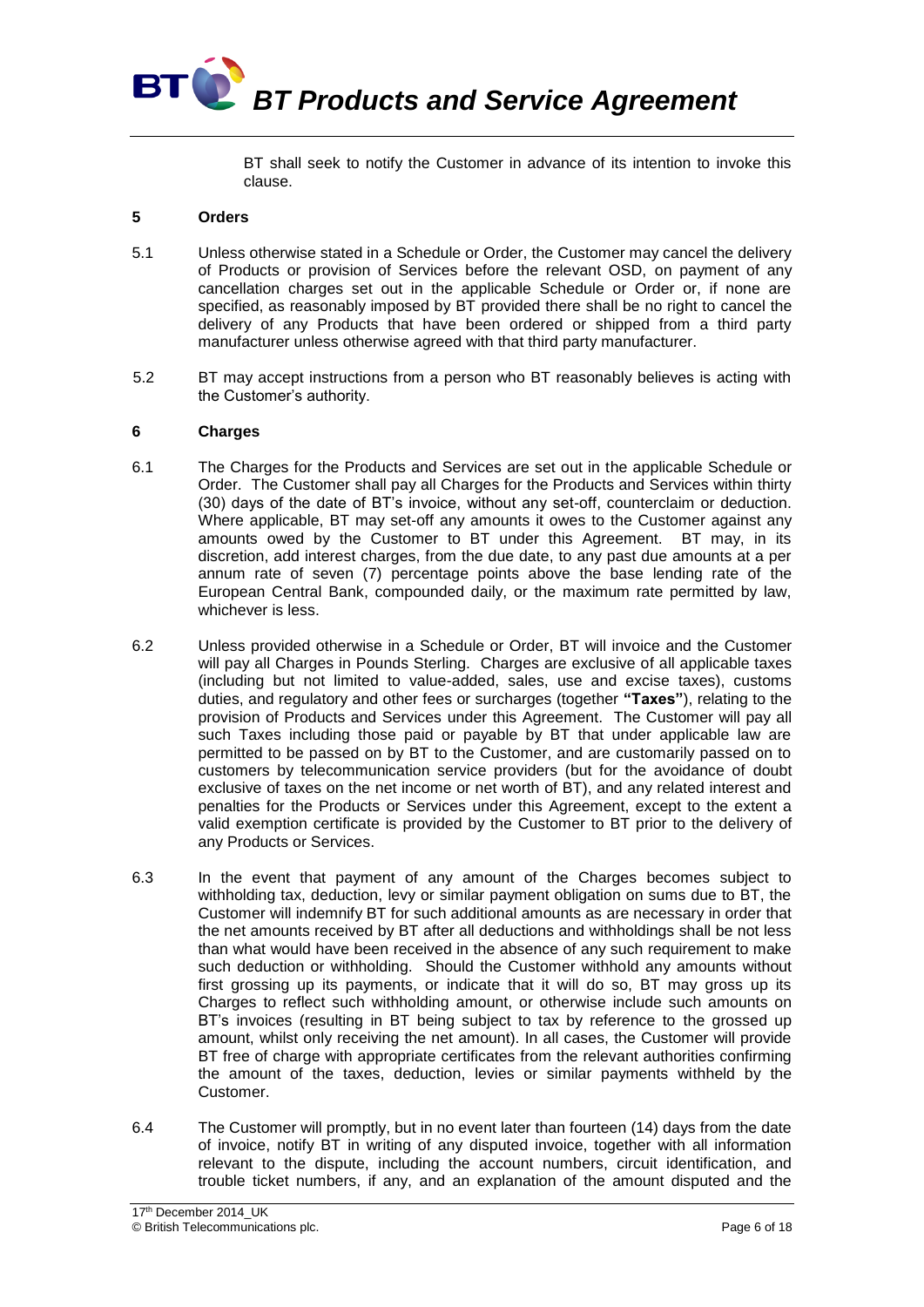BT shall seek to notify the Customer in advance of its intention to invoke this clause.

## 5 Orders

5.1 Unless otherwise stated in a Schedule or Order, the Customer may cancel the delivery of Products or provision of Services before the relevant OSD, on payment of any cancellation charges set out in the applicable Schedule or Order or, if none are specified, as reasonably imposed by BT provided there shall be no right to cancel the delivery of any Products that have been ordered or shipped from a third party manufacturer unless otherwise agreed with that third party manufacturer.

5.2 BT may accept instructions from a person who BT reasonably believes is acting with the Customer's authority.

## 6 Charges

6.1 The Charges for the Products and Services are set out in the applicable Schedule or Order. The Customer shall pay all Charges for the Products and Services within thirty (30) days of the date of BT's invoice, without any set-off, counterclaim or deduction. Where applicable, BT may set-off any amounts it owes to the Customer against any amounts owed by the Customer to BT under this Agreement. BT may, in its discretion, add interest charges, from the due date, to any past due amounts at a per annum rate of seven (7) percentage points above the base lending rate of the European Central Bank, compounded daily, or the maximum rate permitted by law, whichever is less.

6.2 Unless provided otherwise in a Schedule or Order, BT will invoice and the Customer will pay all Charges in Pounds Sterling. Charges are exclusive of all applicable taxes (including but not limited to value-added, sales, use and excise taxes), customs duties, and regulatory and other fees or surcharges (together **"Taxes"**), relating to the provision of Products and Services under this Agreement. The Customer will pay all such Taxes including those paid or payable by BT that under applicable law are permitted to be passed on by BT to the Customer, and are customarily passed on to customers by telecommunication service providers (but for the avoidance of doubt exclusive of taxes on the net income or net worth of BT), and any related interest and penalties for the Products or Services under this Agreement, except to the extent a valid exemption certificate is provided by the Customer to BT prior to the delivery of any Products or Services.

6.3 In the event that payment of any amount of the Charges becomes subject to withholding tax, deduction, levy or similar payment obligation on sums due to BT, the Customer will indemnify BT for such additional amounts as are necessary in order that the net amounts received by BT after all deductions and withholdings shall be not less than what would have been received in the absence of any such requirement to make such deduction or withholding. Should the Customer withhold any amounts without first grossing up its payments, or indicate that it will do so, BT may gross up its Charges to reflect such withholding amount, or otherwise include such amounts on BT's invoices (resulting in BT being subject to tax by reference to the grossed up amount, whilst only receiving the net amount). In all cases, the Customer will provide BT free of charge with appropriate certificates from the relevant authorities confirming the amount of the taxes, deduction, levies or similar payments withheld by the Customer.

6.4 The Customer will promptly, but in no event later than fourteen (14) days from the date of invoice, notify BT in writing of any disputed invoice, together with all information relevant to the dispute, including the account numbers, circuit identification, and trouble ticket numbers, if any, and an explanation of the amount disputed and the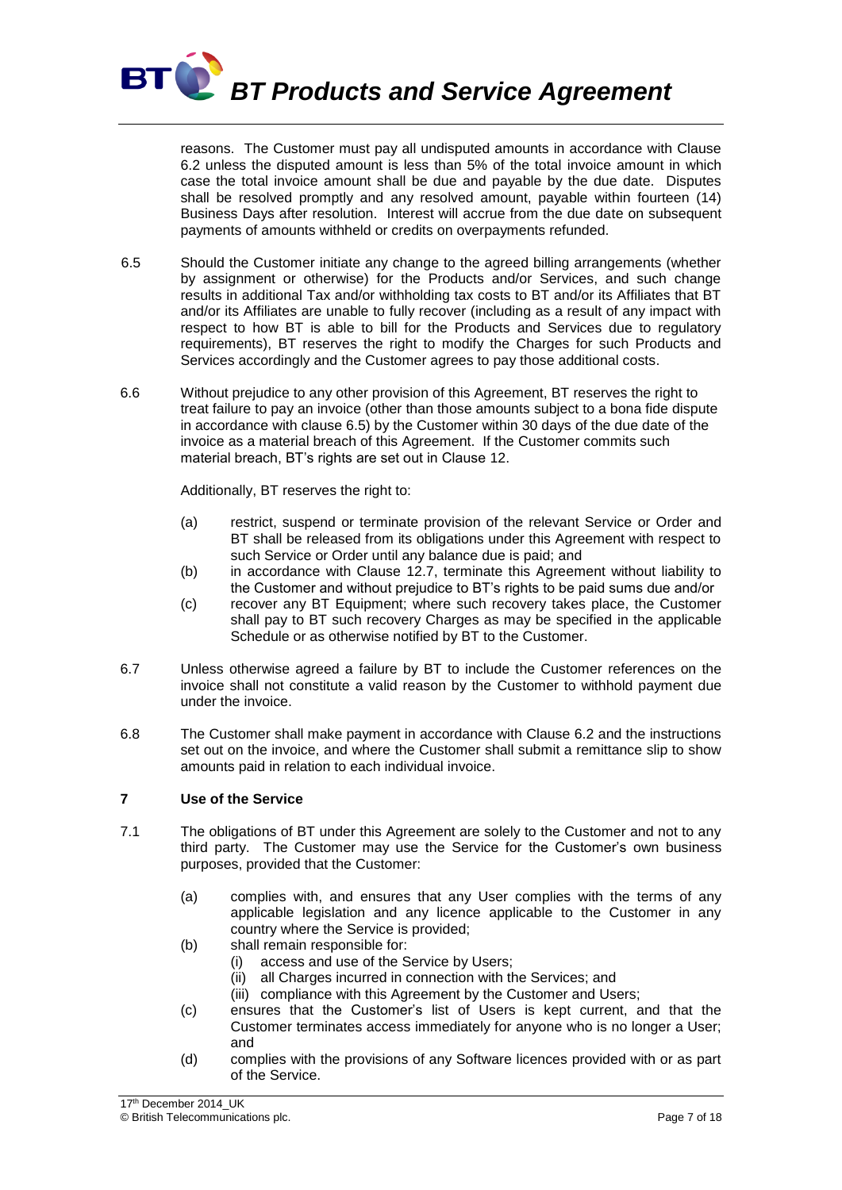reasons. The Customer must pay all undisputed amounts in accordance with Clause 6.2 unless the disputed amount is less than 5% of the total invoice amount in which case the total invoice amount shall be due and payable by the due date. Disputes shall be resolved promptly and any resolved amount, payable within fourteen (14) Business Days after resolution. Interest will accrue from the due date on subsequent payments of amounts withheld or credits on overpayments refunded.

6.5 Should the Customer initiate any change to the agreed billing arrangements (whether by assignment or otherwise) for the Products and/or Services, and such change results in additional Tax and/or withholding tax costs to BT and/or its Affiliates that BT and/or its Affiliates are unable to fully recover (including as a result of any impact with respect to how BT is able to bill for the Products and Services due to regulatory requirements), BT reserves the right to modify the Charges for such Products and Services accordingly and the Customer agrees to pay those additional costs.

6.6 Without prejudice to any other provision of this Agreement, BT reserves the right to treat failure to pay an invoice (other than those amounts subject to a bona fide dispute in accordance with clause 6.5) by the Customer within 30 days of the due date of the invoice as a material breach of this Agreement. If the Customer commits such material breach, BT's rights are set out in Clause 12.

Additionally, BT reserves the right to:

(a) restrict, suspend or terminate provision of the relevant Service or Order and BT shall be released from its obligations under this Agreement with respect to such Service or Order until any balance due is paid; and

(b) in accordance with Clause 12.7, terminate this Agreement without liability to the Customer and without prejudice to BT's rights to be paid sums due and/or

(c) recover any BT Equipment; where such recovery takes place, the Customer shall pay to BT such recovery Charges as may be specified in the applicable Schedule or as otherwise notified by BT to the Customer.

6.7 Unless otherwise agreed a failure by BT to include the Customer references on the invoice shall not constitute a valid reason by the Customer to withhold payment due under the invoice.

6.8 The Customer shall make payment in accordance with Clause 6.2 and the instructions set out on the invoice, and where the Customer shall submit a remittance slip to show amounts paid in relation to each individual invoice.

## 7 Use of the Service

7.1 The obligations of BT under this Agreement are solely to the Customer and not to any third party. The Customer may use the Service for the Customer's own business purposes, provided that the Customer:

(a) complies with, and ensures that any User complies with the terms of any applicable legislation and any licence applicable to the Customer in any country where the Service is provided;

(b) shall remain responsible for:
   (i) access and use of the Service by Users;
   (ii) all Charges incurred in connection with the Services; and
   (iii) compliance with this Agreement by the Customer and Users;

(c) ensures that the Customer's list of Users is kept current, and that the Customer terminates access immediately for anyone who is no longer a User; and

(d) complies with the provisions of any Software licences provided with or as part of the Service.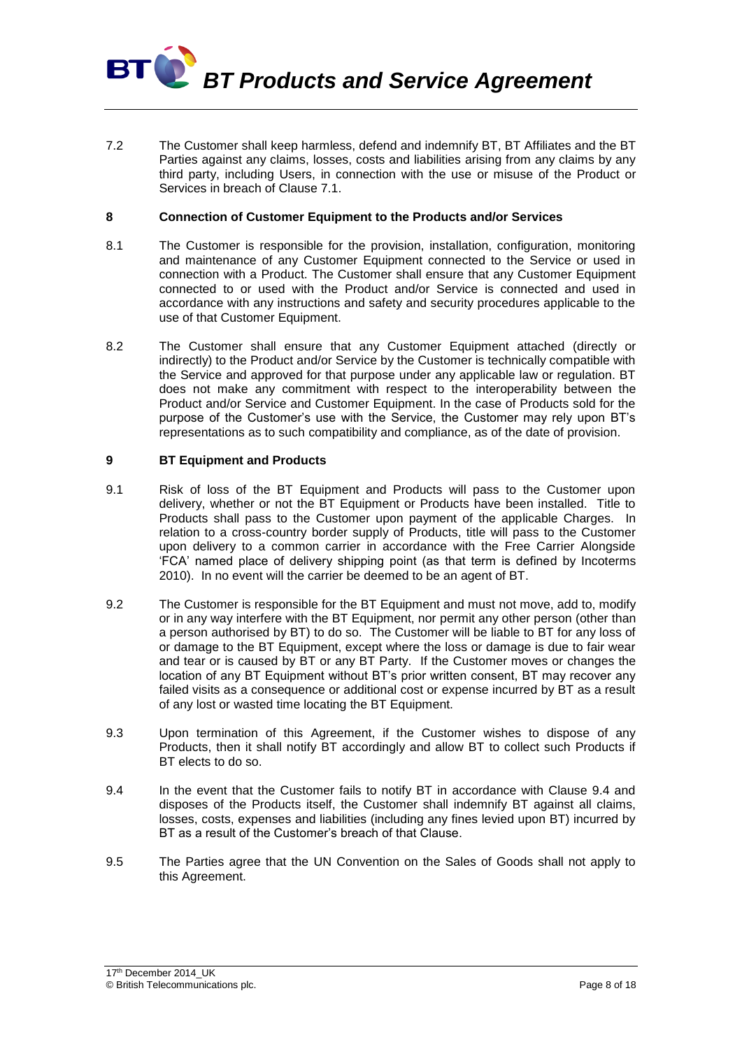7.2 The Customer shall keep harmless, defend and indemnify BT, BT Affiliates and the BT Parties against any claims, losses, costs and liabilities arising from any claims by any third party, including Users, in connection with the use or misuse of the Product or Services in breach of Clause 7.1.

## 8 Connection of Customer Equipment to the Products and/or Services

8.1 The Customer is responsible for the provision, installation, configuration, monitoring and maintenance of any Customer Equipment connected to the Service or used in connection with a Product. The Customer shall ensure that any Customer Equipment connected to or used with the Product and/or Service is connected and used in accordance with any instructions and safety and security procedures applicable to the use of that Customer Equipment.

8.2 The Customer shall ensure that any Customer Equipment attached (directly or indirectly) to the Product and/or Service by the Customer is technically compatible with the Service and approved for that purpose under any applicable law or regulation. BT does not make any commitment with respect to the interoperability between the Product and/or Service and Customer Equipment. In the case of Products sold for the purpose of the Customer's use with the Service, the Customer may rely upon BT's representations as to such compatibility and compliance, as of the date of provision.

## 9 BT Equipment and Products

9.1 Risk of loss of the BT Equipment and Products will pass to the Customer upon delivery, whether or not the BT Equipment or Products have been installed. Title to Products shall pass to the Customer upon payment of the applicable Charges. In relation to a cross-country border supply of Products, title will pass to the Customer upon delivery to a common carrier in accordance with the Free Carrier Alongside 'FCA' named place of delivery shipping point (as that term is defined by Incoterms 2010). In no event will the carrier be deemed to be an agent of BT.

9.2 The Customer is responsible for the BT Equipment and must not move, add to, modify or in any way interfere with the BT Equipment, nor permit any other person (other than a person authorised by BT) to do so. The Customer will be liable to BT for any loss of or damage to the BT Equipment, except where the loss or damage is due to fair wear and tear or is caused by BT or any BT Party. If the Customer moves or changes the location of any BT Equipment without BT's prior written consent, BT may recover any failed visits as a consequence or additional cost or expense incurred by BT as a result of any lost or wasted time locating the BT Equipment.

9.3 Upon termination of this Agreement, if the Customer wishes to dispose of any Products, then it shall notify BT accordingly and allow BT to collect such Products if BT elects to do so.

9.4 In the event that the Customer fails to notify BT in accordance with Clause 9.4 and disposes of the Products itself, the Customer shall indemnify BT against all claims, losses, costs, expenses and liabilities (including any fines levied upon BT) incurred by BT as a result of the Customer's breach of that Clause.

9.5 The Parties agree that the UN Convention on the Sales of Goods shall not apply to this Agreement.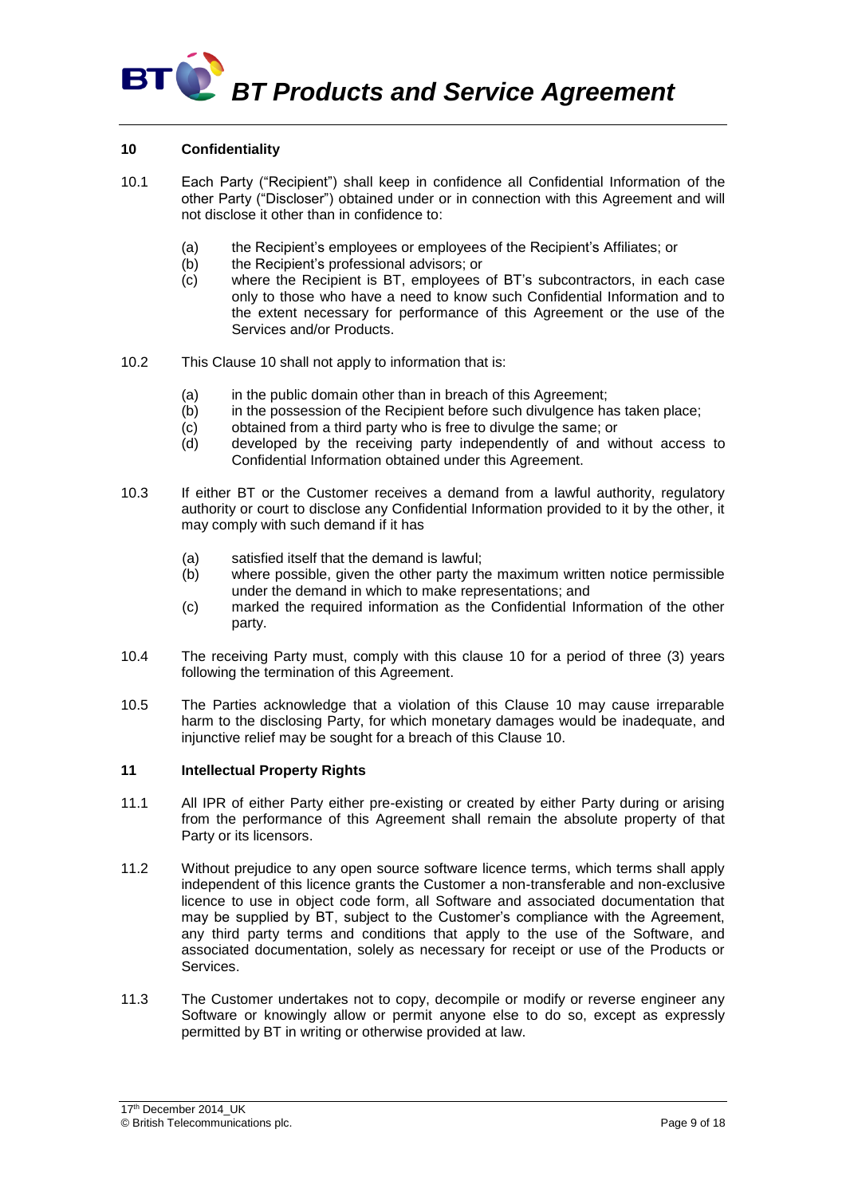## 10 Confidentiality

10.1 Each Party ("Recipient") shall keep in confidence all Confidential Information of the other Party ("Discloser") obtained under or in connection with this Agreement and will not disclose it other than in confidence to:

- (a) the Recipient's employees or employees of the Recipient's Affiliates; or
- (b) the Recipient's professional advisors; or
- (c) where the Recipient is BT, employees of BT's subcontractors, in each case only to those who have a need to know such Confidential Information and to the extent necessary for performance of this Agreement or the use of the Services and/or Products.

10.2 This Clause 10 shall not apply to information that is:

- (a) in the public domain other than in breach of this Agreement;
- (b) in the possession of the Recipient before such divulgence has taken place;
- (c) obtained from a third party who is free to divulge the same; or
- (d) developed by the receiving party independently of and without access to Confidential Information obtained under this Agreement.

10.3 If either BT or the Customer receives a demand from a lawful authority, regulatory authority or court to disclose any Confidential Information provided to it by the other, it may comply with such demand if it has

- (a) satisfied itself that the demand is lawful;
- (b) where possible, given the other party the maximum written notice permissible under the demand in which to make representations; and
- (c) marked the required information as the Confidential Information of the other party.

10.4 The receiving Party must, comply with this clause 10 for a period of three (3) years following the termination of this Agreement.

10.5 The Parties acknowledge that a violation of this Clause 10 may cause irreparable harm to the disclosing Party, for which monetary damages would be inadequate, and injunctive relief may be sought for a breach of this Clause 10.

## 11 Intellectual Property Rights

11.1 All IPR of either Party either pre-existing or created by either Party during or arising from the performance of this Agreement shall remain the absolute property of that Party or its licensors.

11.2 Without prejudice to any open source software licence terms, which terms shall apply independent of this licence grants the Customer a non-transferable and non-exclusive licence to use in object code form, all Software and associated documentation that may be supplied by BT, subject to the Customer's compliance with the Agreement, any third party terms and conditions that apply to the use of the Software, and associated documentation, solely as necessary for receipt or use of the Products or Services.

11.3 The Customer undertakes not to copy, decompile or modify or reverse engineer any Software or knowingly allow or permit anyone else to do so, except as expressly permitted by BT in writing or otherwise provided at law.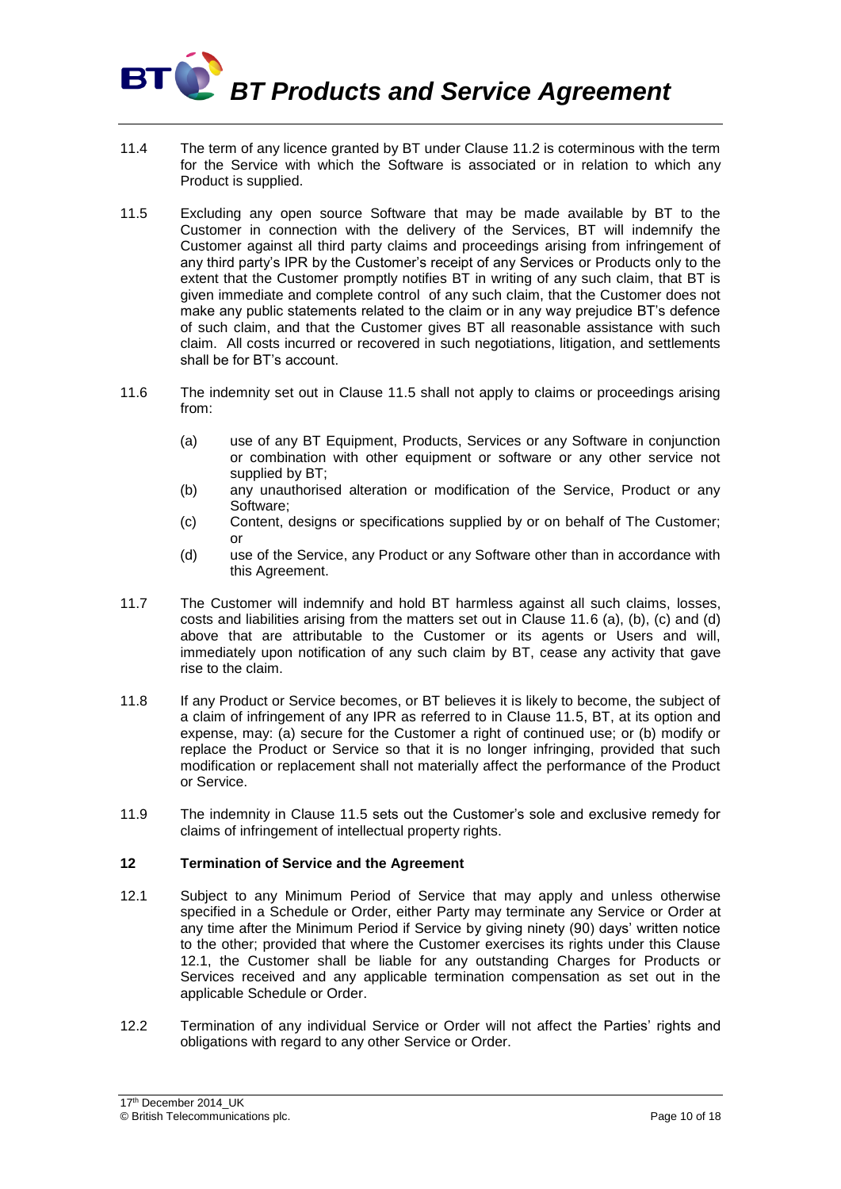11.4 The term of any licence granted by BT under Clause 11.2 is coterminous with the term for the Service with which the Software is associated or in relation to which any Product is supplied.

11.5 Excluding any open source Software that may be made available by BT to the Customer in connection with the delivery of the Services, BT will indemnify the Customer against all third party claims and proceedings arising from infringement of any third party's IPR by the Customer's receipt of any Services or Products only to the extent that the Customer promptly notifies BT in writing of any such claim, that BT is given immediate and complete control of any such claim, that the Customer does not make any public statements related to the claim or in any way prejudice BT's defence of such claim, and that the Customer gives BT all reasonable assistance with such claim. All costs incurred or recovered in such negotiations, litigation, and settlements shall be for BT's account.

11.6 The indemnity set out in Clause 11.5 shall not apply to claims or proceedings arising from:

- (a) use of any BT Equipment, Products, Services or any Software in conjunction or combination with other equipment or software or any other service not supplied by BT;
- (b) any unauthorised alteration or modification of the Service, Product or any Software;
- (c) Content, designs or specifications supplied by or on behalf of The Customer; or
- (d) use of the Service, any Product or any Software other than in accordance with this Agreement.

11.7 The Customer will indemnify and hold BT harmless against all such claims, losses, costs and liabilities arising from the matters set out in Clause 11.6 (a), (b), (c) and (d) above that are attributable to the Customer or its agents or Users and will, immediately upon notification of any such claim by BT, cease any activity that gave rise to the claim.

11.8 If any Product or Service becomes, or BT believes it is likely to become, the subject of a claim of infringement of any IPR as referred to in Clause 11.5, BT, at its option and expense, may: (a) secure for the Customer a right of continued use; or (b) modify or replace the Product or Service so that it is no longer infringing, provided that such modification or replacement shall not materially affect the performance of the Product or Service.

11.9 The indemnity in Clause 11.5 sets out the Customer's sole and exclusive remedy for claims of infringement of intellectual property rights.

## 12 Termination of Service and the Agreement

12.1 Subject to any Minimum Period of Service that may apply and unless otherwise specified in a Schedule or Order, either Party may terminate any Service or Order at any time after the Minimum Period if Service by giving ninety (90) days' written notice to the other; provided that where the Customer exercises its rights under this Clause 12.1, the Customer shall be liable for any outstanding Charges for Products or Services received and any applicable termination compensation as set out in the applicable Schedule or Order.

12.2 Termination of any individual Service or Order will not affect the Parties' rights and obligations with regard to any other Service or Order.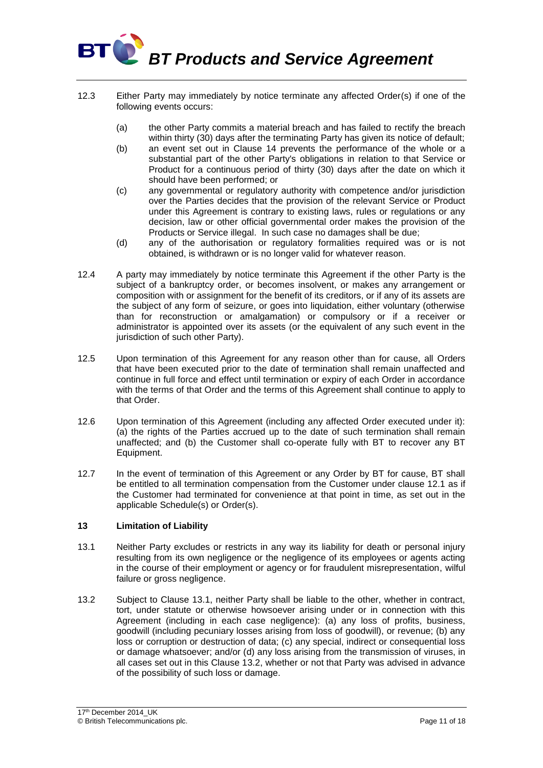12.3 Either Party may immediately by notice terminate any affected Order(s) if one of the following events occurs:

(a) the other Party commits a material breach and has failed to rectify the breach within thirty (30) days after the terminating Party has given its notice of default;

(b) an event set out in Clause 14 prevents the performance of the whole or a substantial part of the other Party's obligations in relation to that Service or Product for a continuous period of thirty (30) days after the date on which it should have been performed; or

(c) any governmental or regulatory authority with competence and/or jurisdiction over the Parties decides that the provision of the relevant Service or Product under this Agreement is contrary to existing laws, rules or regulations or any decision, law or other official governmental order makes the provision of the Products or Service illegal. In such case no damages shall be due;

(d) any of the authorisation or regulatory formalities required was or is not obtained, is withdrawn or is no longer valid for whatever reason.

12.4 A party may immediately by notice terminate this Agreement if the other Party is the subject of a bankruptcy order, or becomes insolvent, or makes any arrangement or composition with or assignment for the benefit of its creditors, or if any of its assets are the subject of any form of seizure, or goes into liquidation, either voluntary (otherwise than for reconstruction or amalgamation) or compulsory or if a receiver or administrator is appointed over its assets (or the equivalent of any such event in the jurisdiction of such other Party).

12.5 Upon termination of this Agreement for any reason other than for cause, all Orders that have been executed prior to the date of termination shall remain unaffected and continue in full force and effect until termination or expiry of each Order in accordance with the terms of that Order and the terms of this Agreement shall continue to apply to that Order.

12.6 Upon termination of this Agreement (including any affected Order executed under it): (a) the rights of the Parties accrued up to the date of such termination shall remain unaffected; and (b) the Customer shall co-operate fully with BT to recover any BT Equipment.

12.7 In the event of termination of this Agreement or any Order by BT for cause, BT shall be entitled to all termination compensation from the Customer under clause 12.1 as if the Customer had terminated for convenience at that point in time, as set out in the applicable Schedule(s) or Order(s).

## 13 Limitation of Liability

13.1 Neither Party excludes or restricts in any way its liability for death or personal injury resulting from its own negligence or the negligence of its employees or agents acting in the course of their employment or agency or for fraudulent misrepresentation, wilful failure or gross negligence.

13.2 Subject to Clause 13.1, neither Party shall be liable to the other, whether in contract, tort, under statute or otherwise howsoever arising under or in connection with this Agreement (including in each case negligence): (a) any loss of profits, business, goodwill (including pecuniary losses arising from loss of goodwill), or revenue; (b) any loss or corruption or destruction of data; (c) any special, indirect or consequential loss or damage whatsoever; and/or (d) any loss arising from the transmission of viruses, in all cases set out in this Clause 13.2, whether or not that Party was advised in advance of the possibility of such loss or damage.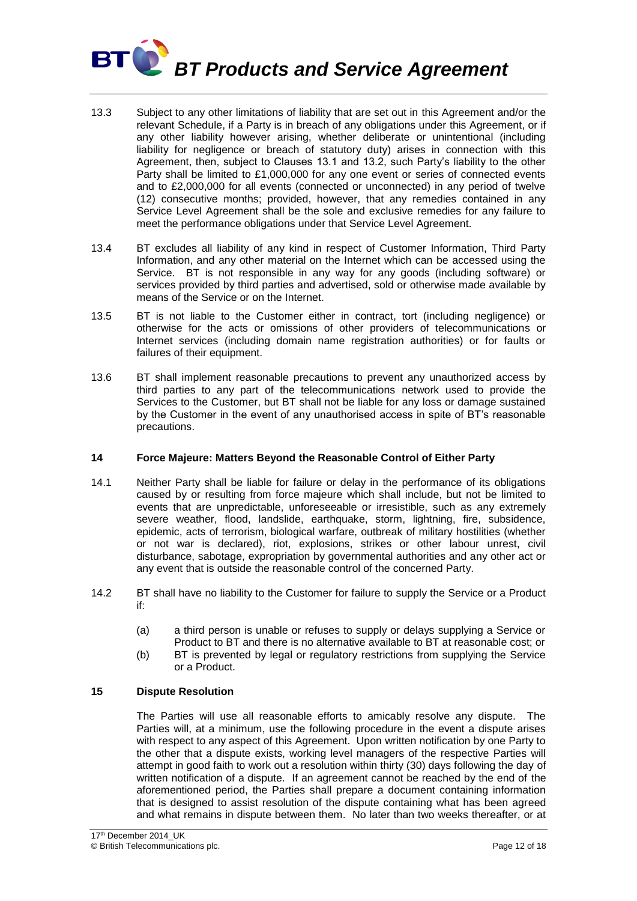13.3 Subject to any other limitations of liability that are set out in this Agreement and/or the relevant Schedule, if a Party is in breach of any obligations under this Agreement, or if any other liability however arising, whether deliberate or unintentional (including liability for negligence or breach of statutory duty) arises in connection with this Agreement, then, subject to Clauses 13.1 and 13.2, such Party's liability to the other Party shall be limited to £1,000,000 for any one event or series of connected events and to £2,000,000 for all events (connected or unconnected) in any period of twelve (12) consecutive months; provided, however, that any remedies contained in any Service Level Agreement shall be the sole and exclusive remedies for any failure to meet the performance obligations under that Service Level Agreement.

13.4 BT excludes all liability of any kind in respect of Customer Information, Third Party Information, and any other material on the Internet which can be accessed using the Service. BT is not responsible in any way for any goods (including software) or services provided by third parties and advertised, sold or otherwise made available by means of the Service or on the Internet.

13.5 BT is not liable to the Customer either in contract, tort (including negligence) or otherwise for the acts or omissions of other providers of telecommunications or Internet services (including domain name registration authorities) or for faults or failures of their equipment.

13.6 BT shall implement reasonable precautions to prevent any unauthorized access by third parties to any part of the telecommunications network used to provide the Services to the Customer, but BT shall not be liable for any loss or damage sustained by the Customer in the event of any unauthorised access in spite of BT's reasonable precautions.

## 14 Force Majeure: Matters Beyond the Reasonable Control of Either Party

14.1 Neither Party shall be liable for failure or delay in the performance of its obligations caused by or resulting from force majeure which shall include, but not be limited to events that are unpredictable, unforeseeable or irresistible, such as any extremely severe weather, flood, landslide, earthquake, storm, lightning, fire, subsidence, epidemic, acts of terrorism, biological warfare, outbreak of military hostilities (whether or not war is declared), riot, explosions, strikes or other labour unrest, civil disturbance, sabotage, expropriation by governmental authorities and any other act or any event that is outside the reasonable control of the concerned Party.

14.2 BT shall have no liability to the Customer for failure to supply the Service or a Product if:

(a) a third person is unable or refuses to supply or delays supplying a Service or Product to BT and there is no alternative available to BT at reasonable cost; or

(b) BT is prevented by legal or regulatory restrictions from supplying the Service or a Product.

## 15 Dispute Resolution

The Parties will use all reasonable efforts to amicably resolve any dispute. The Parties will, at a minimum, use the following procedure in the event a dispute arises with respect to any aspect of this Agreement. Upon written notification by one Party to the other that a dispute exists, working level managers of the respective Parties will attempt in good faith to work out a resolution within thirty (30) days following the day of written notification of a dispute. If an agreement cannot be reached by the end of the aforementioned period, the Parties shall prepare a document containing information that is designed to assist resolution of the dispute containing what has been agreed and what remains in dispute between them. No later than two weeks thereafter, or at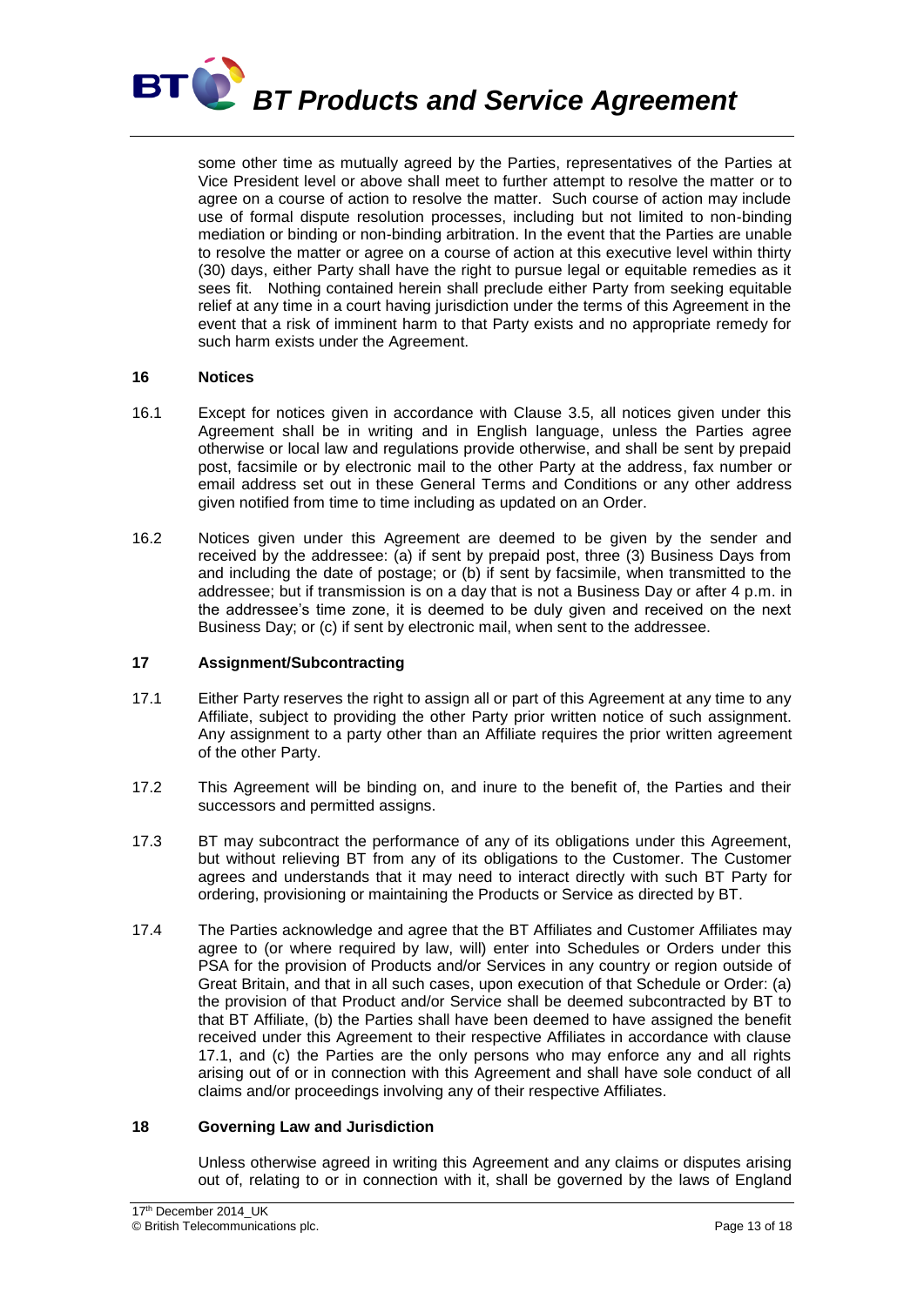some other time as mutually agreed by the Parties, representatives of the Parties at Vice President level or above shall meet to further attempt to resolve the matter or to agree on a course of action to resolve the matter. Such course of action may include use of formal dispute resolution processes, including but not limited to non-binding mediation or binding or non-binding arbitration. In the event that the Parties are unable to resolve the matter or agree on a course of action at this executive level within thirty (30) days, either Party shall have the right to pursue legal or equitable remedies as it sees fit. Nothing contained herein shall preclude either Party from seeking equitable relief at any time in a court having jurisdiction under the terms of this Agreement in the event that a risk of imminent harm to that Party exists and no appropriate remedy for such harm exists under the Agreement.

## 16 Notices

16.1 Except for notices given in accordance with Clause 3.5, all notices given under this Agreement shall be in writing and in English language, unless the Parties agree otherwise or local law and regulations provide otherwise, and shall be sent by prepaid post, facsimile or by electronic mail to the other Party at the address, fax number or email address set out in these General Terms and Conditions or any other address given notified from time to time including as updated on an Order.

16.2 Notices given under this Agreement are deemed to be given by the sender and received by the addressee: (a) if sent by prepaid post, three (3) Business Days from and including the date of postage; or (b) if sent by facsimile, when transmitted to the addressee; but if transmission is on a day that is not a Business Day or after 4 p.m. in the addressee's time zone, it is deemed to be duly given and received on the next Business Day; or (c) if sent by electronic mail, when sent to the addressee.

## 17 Assignment/Subcontracting

17.1 Either Party reserves the right to assign all or part of this Agreement at any time to any Affiliate, subject to providing the other Party prior written notice of such assignment. Any assignment to a party other than an Affiliate requires the prior written agreement of the other Party.

17.2 This Agreement will be binding on, and inure to the benefit of, the Parties and their successors and permitted assigns.

17.3 BT may subcontract the performance of any of its obligations under this Agreement, but without relieving BT from any of its obligations to the Customer. The Customer agrees and understands that it may need to interact directly with such BT Party for ordering, provisioning or maintaining the Products or Service as directed by BT.

17.4 The Parties acknowledge and agree that the BT Affiliates and Customer Affiliates may agree to (or where required by law, will) enter into Schedules or Orders under this PSA for the provision of Products and/or Services in any country or region outside of Great Britain, and that in all such cases, upon execution of that Schedule or Order: (a) the provision of that Product and/or Service shall be deemed subcontracted by BT to that BT Affiliate, (b) the Parties shall have been deemed to have assigned the benefit received under this Agreement to their respective Affiliates in accordance with clause 17.1, and (c) the Parties are the only persons who may enforce any and all rights arising out of or in connection with this Agreement and shall have sole conduct of all claims and/or proceedings involving any of their respective Affiliates.

## 18 Governing Law and Jurisdiction

Unless otherwise agreed in writing this Agreement and any claims or disputes arising out of, relating to or in connection with it, shall be governed by the laws of England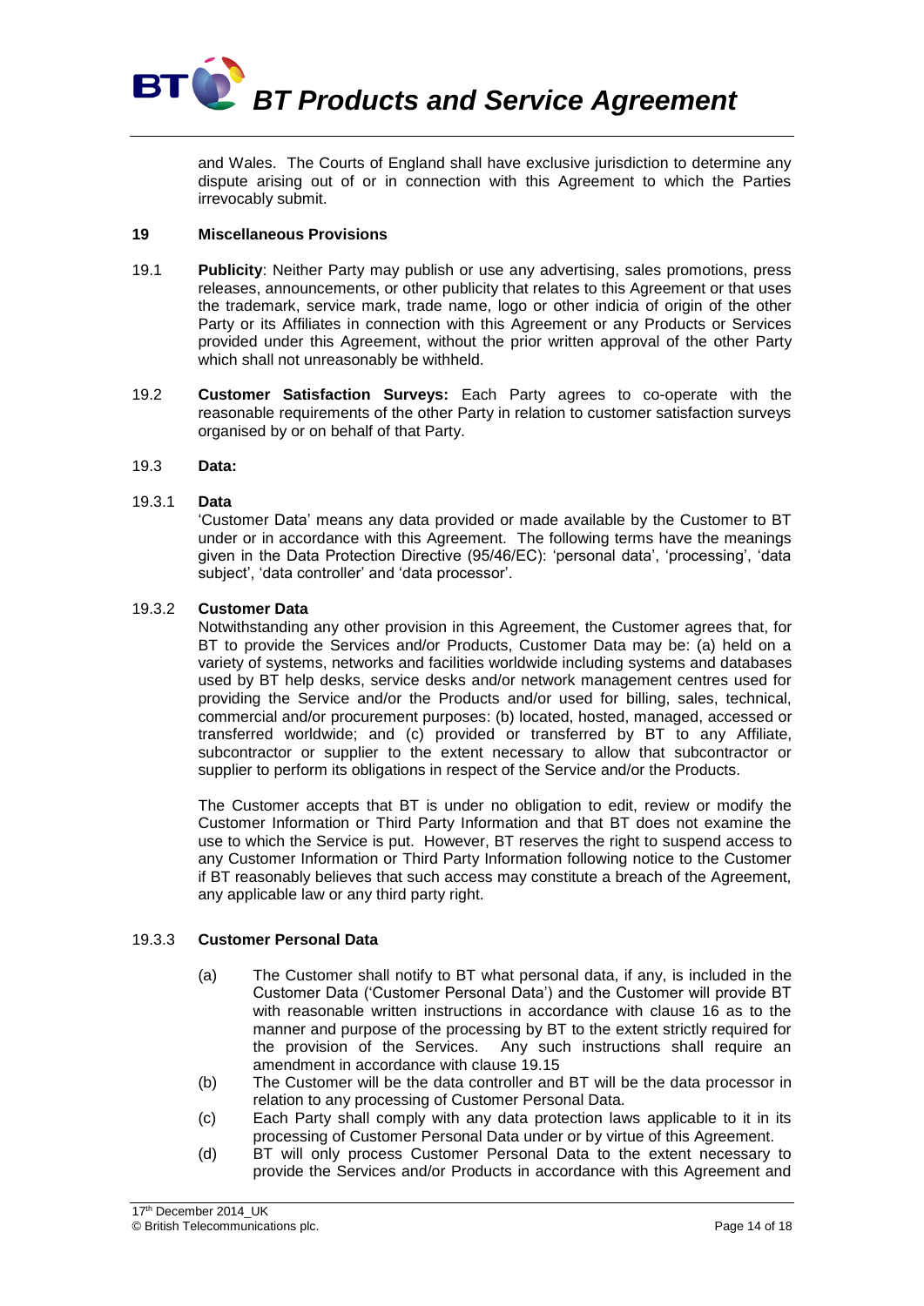and Wales. The Courts of England shall have exclusive jurisdiction to determine any dispute arising out of or in connection with this Agreement to which the Parties irrevocably submit.

## 19 Miscellaneous Provisions

19.1 **Publicity**: Neither Party may publish or use any advertising, sales promotions, press releases, announcements, or other publicity that relates to this Agreement or that uses the trademark, service mark, trade name, logo or other indicia of origin of the other Party or its Affiliates in connection with this Agreement or any Products or Services provided under this Agreement, without the prior written approval of the other Party which shall not unreasonably be withheld.

19.2 **Customer Satisfaction Surveys:** Each Party agrees to co-operate with the reasonable requirements of the other Party in relation to customer satisfaction surveys organised by or on behalf of that Party.

19.3 **Data:**

19.3.1 **Data**

'Customer Data' means any data provided or made available by the Customer to BT under or in accordance with this Agreement. The following terms have the meanings given in the Data Protection Directive (95/46/EC): 'personal data', 'processing', 'data subject', 'data controller' and 'data processor'.

19.3.2 **Customer Data**

Notwithstanding any other provision in this Agreement, the Customer agrees that, for BT to provide the Services and/or Products, Customer Data may be: (a) held on a variety of systems, networks and facilities worldwide including systems and databases used by BT help desks, service desks and/or network management centres used for providing the Service and/or the Products and/or used for billing, sales, technical, commercial and/or procurement purposes: (b) located, hosted, managed, accessed or transferred worldwide; and (c) provided or transferred by BT to any Affiliate, subcontractor or supplier to the extent necessary to allow that subcontractor or supplier to perform its obligations in respect of the Service and/or the Products.

The Customer accepts that BT is under no obligation to edit, review or modify the Customer Information or Third Party Information and that BT does not examine the use to which the Service is put. However, BT reserves the right to suspend access to any Customer Information or Third Party Information following notice to the Customer if BT reasonably believes that such access may constitute a breach of the Agreement, any applicable law or any third party right.

19.3.3 **Customer Personal Data**

(a) The Customer shall notify to BT what personal data, if any, is included in the Customer Data ('Customer Personal Data') and the Customer will provide BT with reasonable written instructions in accordance with clause 16 as to the manner and purpose of the processing by BT to the extent strictly required for the provision of the Services. Any such instructions shall require an amendment in accordance with clause 19.15

(b) The Customer will be the data controller and BT will be the data processor in relation to any processing of Customer Personal Data.

(c) Each Party shall comply with any data protection laws applicable to it in its processing of Customer Personal Data under or by virtue of this Agreement.

(d) BT will only process Customer Personal Data to the extent necessary to provide the Services and/or Products in accordance with this Agreement and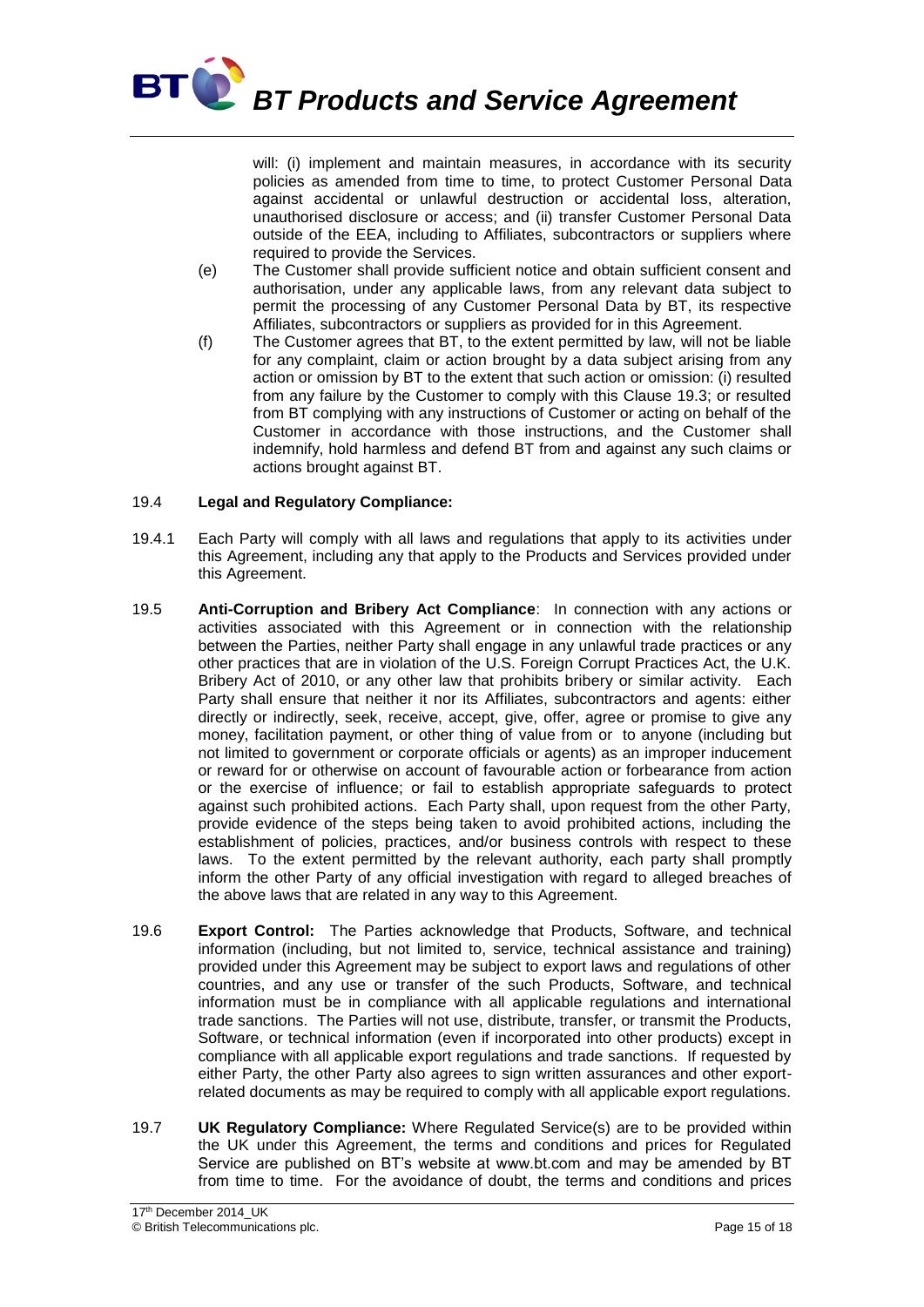will: (i) implement and maintain measures, in accordance with its security policies as amended from time to time, to protect Customer Personal Data against accidental or unlawful destruction or accidental loss, alteration, unauthorised disclosure or access; and (ii) transfer Customer Personal Data outside of the EEA, including to Affiliates, subcontractors or suppliers where required to provide the Services.

(e) The Customer shall provide sufficient notice and obtain sufficient consent and authorisation, under any applicable laws, from any relevant data subject to permit the processing of any Customer Personal Data by BT, its respective Affiliates, subcontractors or suppliers as provided for in this Agreement.

(f) The Customer agrees that BT, to the extent permitted by law, will not be liable for any complaint, claim or action brought by a data subject arising from any action or omission by BT to the extent that such action or omission: (i) resulted from any failure by the Customer to comply with this Clause 19.3; or resulted from BT complying with any instructions of Customer or acting on behalf of the Customer in accordance with those instructions, and the Customer shall indemnify, hold harmless and defend BT from and against any such claims or actions brought against BT.

19.4 **Legal and Regulatory Compliance:**

19.4.1 Each Party will comply with all laws and regulations that apply to its activities under this Agreement, including any that apply to the Products and Services provided under this Agreement.

19.5 **Anti-Corruption and Bribery Act Compliance**: In connection with any actions or activities associated with this Agreement or in connection with the relationship between the Parties, neither Party shall engage in any unlawful trade practices or any other practices that are in violation of the U.S. Foreign Corrupt Practices Act, the U.K. Bribery Act of 2010, or any other law that prohibits bribery or similar activity. Each Party shall ensure that neither it nor its Affiliates, subcontractors and agents: either directly or indirectly, seek, receive, accept, give, offer, agree or promise to give any money, facilitation payment, or other thing of value from or to anyone (including but not limited to government or corporate officials or agents) as an improper inducement or reward for or otherwise on account of favourable action or forbearance from action or the exercise of influence; or fail to establish appropriate safeguards to protect against such prohibited actions. Each Party shall, upon request from the other Party, provide evidence of the steps being taken to avoid prohibited actions, including the establishment of policies, practices, and/or business controls with respect to these laws. To the extent permitted by the relevant authority, each party shall promptly inform the other Party of any official investigation with regard to alleged breaches of the above laws that are related in any way to this Agreement.

19.6 **Export Control:** The Parties acknowledge that Products, Software, and technical information (including, but not limited to, service, technical assistance and training) provided under this Agreement may be subject to export laws and regulations of other countries, and any use or transfer of the such Products, Software, and technical information must be in compliance with all applicable regulations and international trade sanctions. The Parties will not use, distribute, transfer, or transmit the Products, Software, or technical information (even if incorporated into other products) except in compliance with all applicable export regulations and trade sanctions. If requested by either Party, the other Party also agrees to sign written assurances and other export-related documents as may be required to comply with all applicable export regulations.

19.7 **UK Regulatory Compliance:** Where Regulated Service(s) are to be provided within the UK under this Agreement, the terms and conditions and prices for Regulated Service are published on BT's website at www.bt.com and may be amended by BT from time to time. For the avoidance of doubt, the terms and conditions and prices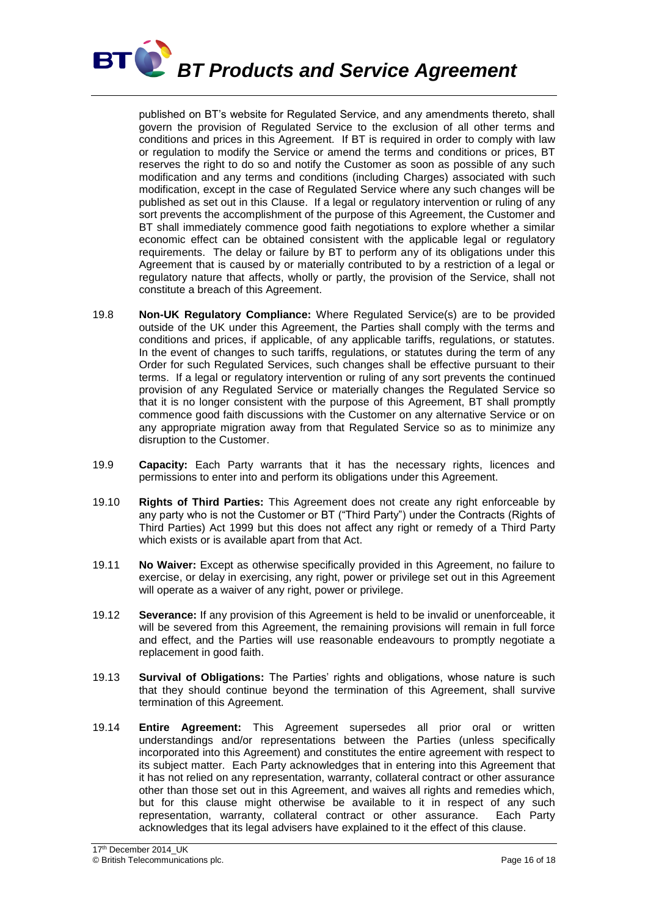published on BT's website for Regulated Service, and any amendments thereto, shall govern the provision of Regulated Service to the exclusion of all other terms and conditions and prices in this Agreement. If BT is required in order to comply with law or regulation to modify the Service or amend the terms and conditions or prices, BT reserves the right to do so and notify the Customer as soon as possible of any such modification and any terms and conditions (including Charges) associated with such modification, except in the case of Regulated Service where any such changes will be published as set out in this Clause. If a legal or regulatory intervention or ruling of any sort prevents the accomplishment of the purpose of this Agreement, the Customer and BT shall immediately commence good faith negotiations to explore whether a similar economic effect can be obtained consistent with the applicable legal or regulatory requirements. The delay or failure by BT to perform any of its obligations under this Agreement that is caused by or materially contributed to by a restriction of a legal or regulatory nature that affects, wholly or partly, the provision of the Service, shall not constitute a breach of this Agreement.

19.8 **Non-UK Regulatory Compliance:** Where Regulated Service(s) are to be provided outside of the UK under this Agreement, the Parties shall comply with the terms and conditions and prices, if applicable, of any applicable tariffs, regulations, or statutes. In the event of changes to such tariffs, regulations, or statutes during the term of any Order for such Regulated Services, such changes shall be effective pursuant to their terms. If a legal or regulatory intervention or ruling of any sort prevents the continued provision of any Regulated Service or materially changes the Regulated Service so that it is no longer consistent with the purpose of this Agreement, BT shall promptly commence good faith discussions with the Customer on any alternative Service or on any appropriate migration away from that Regulated Service so as to minimize any disruption to the Customer.

19.9 **Capacity:** Each Party warrants that it has the necessary rights, licences and permissions to enter into and perform its obligations under this Agreement.

19.10 **Rights of Third Parties:** This Agreement does not create any right enforceable by any party who is not the Customer or BT ("Third Party") under the Contracts (Rights of Third Parties) Act 1999 but this does not affect any right or remedy of a Third Party which exists or is available apart from that Act.

19.11 **No Waiver:** Except as otherwise specifically provided in this Agreement, no failure to exercise, or delay in exercising, any right, power or privilege set out in this Agreement will operate as a waiver of any right, power or privilege.

19.12 **Severance:** If any provision of this Agreement is held to be invalid or unenforceable, it will be severed from this Agreement, the remaining provisions will remain in full force and effect, and the Parties will use reasonable endeavours to promptly negotiate a replacement in good faith.

19.13 **Survival of Obligations:** The Parties' rights and obligations, whose nature is such that they should continue beyond the termination of this Agreement, shall survive termination of this Agreement.

19.14 **Entire Agreement:** This Agreement supersedes all prior oral or written understandings and/or representations between the Parties (unless specifically incorporated into this Agreement) and constitutes the entire agreement with respect to its subject matter. Each Party acknowledges that in entering into this Agreement that it has not relied on any representation, warranty, collateral contract or other assurance other than those set out in this Agreement, and waives all rights and remedies which, but for this clause might otherwise be available to it in respect of any such representation, warranty, collateral contract or other assurance. Each Party acknowledges that its legal advisers have explained to it the effect of this clause.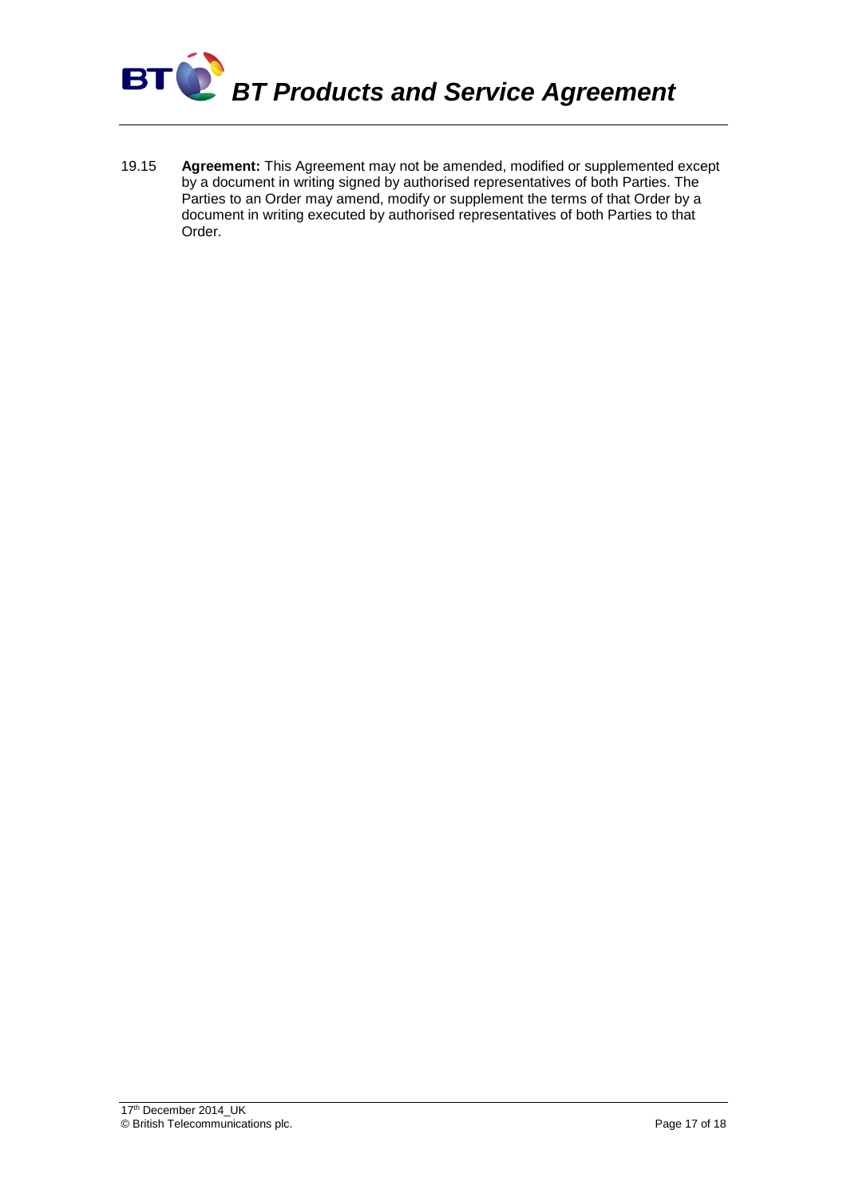19.15 **Agreement:** This Agreement may not be amended, modified or supplemented except by a document in writing signed by authorised representatives of both Parties. The Parties to an Order may amend, modify or supplement the terms of that Order by a document in writing executed by authorised representatives of both Parties to that Order.